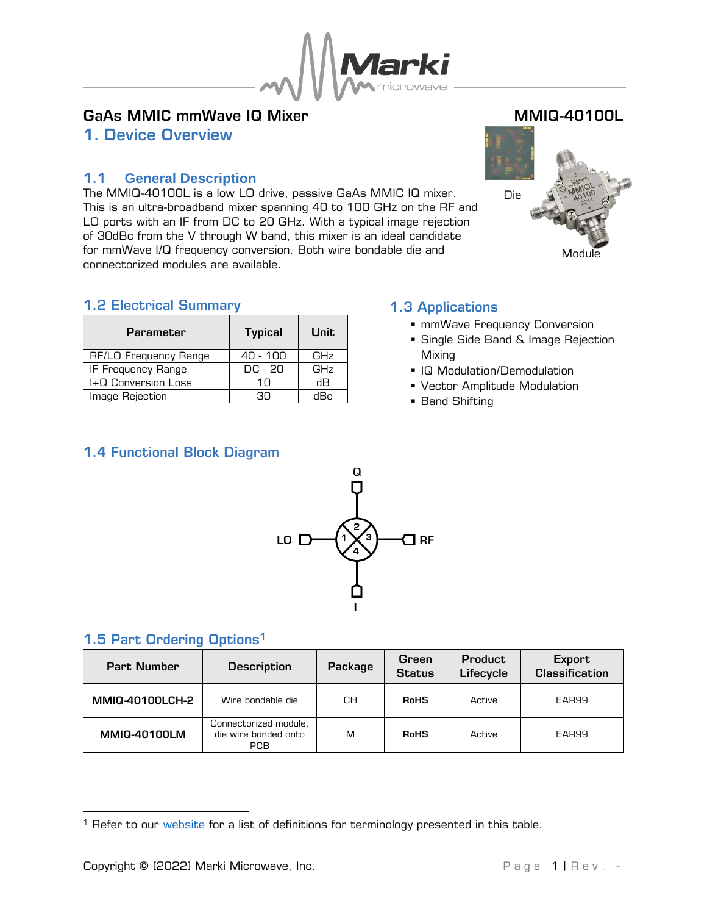# GaS MMIC mmWave IQ Mixer

**MMIQ-40100L**

## 1. Device Overview

### 1.1 General Description

The MMIQ-40100L is a low LO drive, passive GaAs MMIC IQ mixer. This is an ultra-broadband mixer spanning 40 to 100 GHz on the RF and LO ports with an IF from DC to 20 GHz. With a typical image rejection of 30dBc from the V through W band, this mixer is an ideal candidate for mmWave I/Q frequency conversion. Both wire bondable die and connectorized modules are available.

Die

Module

### 1.2 Electrical Summary

| Parameter | Typical | Unit |
|---|---|---|
| RF/LO Frequency Range | 40 - 100 | GHz |
| IF Frequency Range | DC - 20 | GHz |
| I+Q Conversion Loss | 10 | dB |
| Image Rejection | 30 | dBc |

### 1.3 Applications

- mmWave Frequency Conversion
- Single Side Band & Image Rejection Mixing
- IQ Modulation/Demodulation
- Vector Amplitude Modulation
- Band Shifting

### 1.4 Functional Block Diagram

Q

LO 1 2 3 4 RF

I

### 1.5 Part Ordering Options[1]

| Part Number | Description | Package | Green Status | Product Lifecycle | Export Classification |
|---|---|---|---|---|---|
| **MMIQ-40100LCH-2** | Wire bondable die | CH | **RoHS** | Active | EAR99 |
| **MMIQ-40100LM** | Connectorized module, die wire bonded onto PCB | M | **RoHS** | Active | EAR99 |

[1] Refer to our website for a list of definitions for terminology presented in this table.

Copyright © [2022] Marki Microwave, Inc.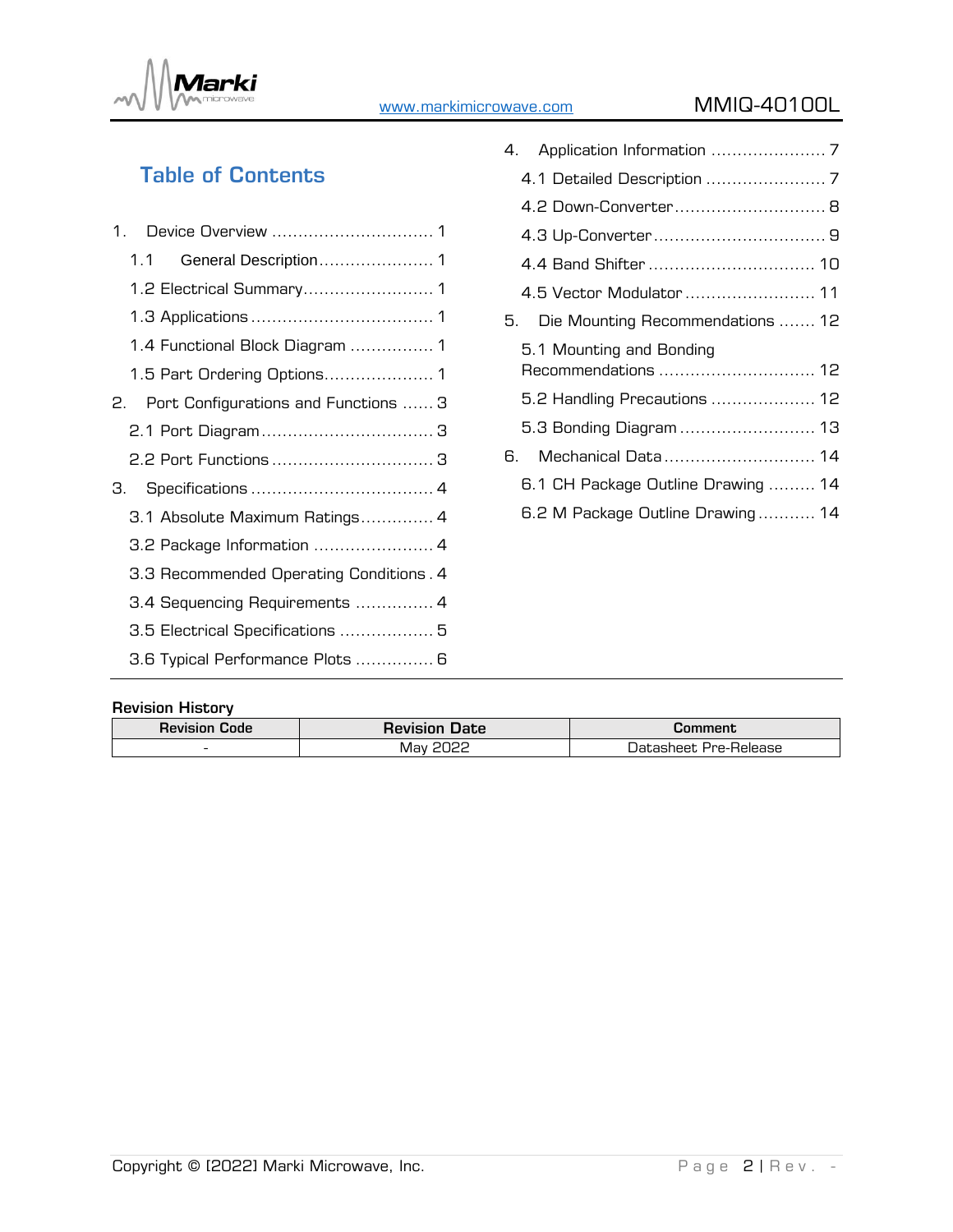## Table of Contents

1. Device Overview ............................... 1
   - 1.1 General Description ...................... 1
   - 1.2 Electrical Summary ......................... 1
   - 1.3 Applications ................................... 1
   - 1.4 Functional Block Diagram ................ 1
   - 1.5 Part Ordering Options ..................... 1
2. Port Configurations and Functions ...... 3
   - 2.1 Port Diagram ................................. 3
   - 2.2 Port Functions ............................... 3
3. Specifications ................................... 4
   - 3.1 Absolute Maximum Ratings .............. 4
   - 3.2 Package Information ....................... 4
   - 3.3 Recommended Operating Conditions . 4
   - 3.4 Sequencing Requirements ............... 4
   - 3.5 Electrical Specifications .................. 5
   - 3.6 Typical Performance Plots ............... 6
4. Application Information ...................... 7
   - 4.1 Detailed Description ....................... 7
   - 4.2 Down-Converter ............................. 8
   - 4.3 Up-Converter ................................. 9
   - 4.4 Band Shifter ................................ 10
   - 4.5 Vector Modulator ......................... 11
5. Die Mounting Recommendations ....... 12
   - 5.1 Mounting and Bonding Recommendations .............................. 12
   - 5.2 Handling Precautions .................... 12
   - 5.3 Bonding Diagram .......................... 13
6. Mechanical Data ............................. 14
   - 6.1 CH Package Outline Drawing ......... 14
   - 6.2 M Package Outline Drawing ........... 14

**Revision History**

| Revision Code | Revision Date | Comment |
| --- | --- | --- |
| - | May 2022 | Datasheet Pre-Release |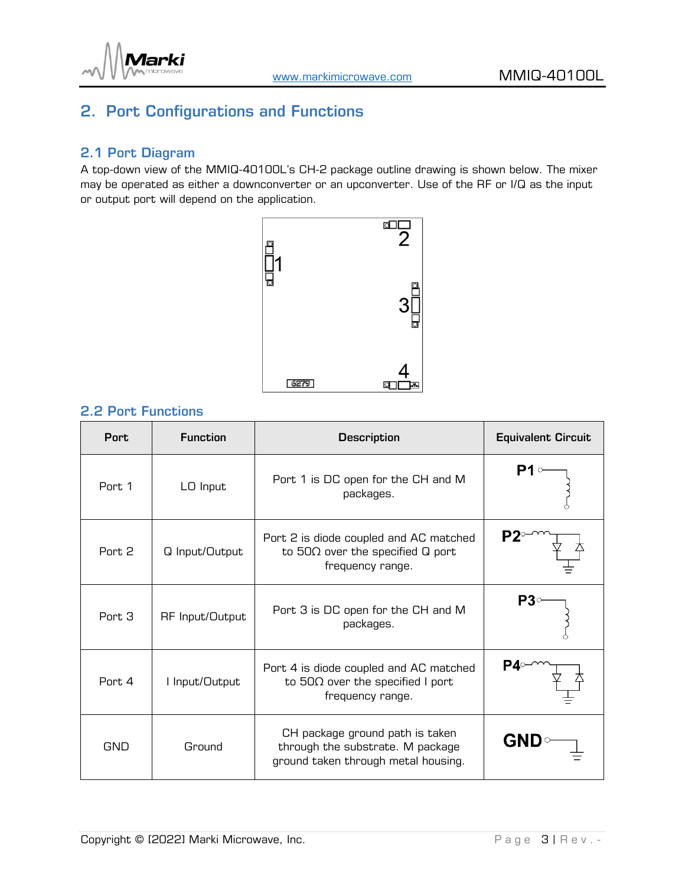## 2. Port Configurations and Functions

### 2.1 Port Diagram

A top-down view of the MMIQ-40100L's CH-2 package outline drawing is shown below. The mixer may be operated as either a downconverter or an upconverter. Use of the RF or I/Q as the input or output port will depend on the application.

### 2.2 Port Functions

| Port | Function | Description | Equivalent Circuit |
|---|---|---|---|
| Port 1 | LO Input | Port 1 is DC open for the CH and M packages. | P1 |
| Port 2 | Q Input/Output | Port 2 is diode coupled and AC matched to 50Ω over the specified Q port frequency range. | P2 |
| Port 3 | RF Input/Output | Port 3 is DC open for the CH and M packages. | P3 |
| Port 4 | I Input/Output | Port 4 is diode coupled and AC matched to 50Ω over the specified I port frequency range. | P4 |
| GND | Ground | CH package ground path is taken through the substrate. M package ground taken through metal housing. | GND |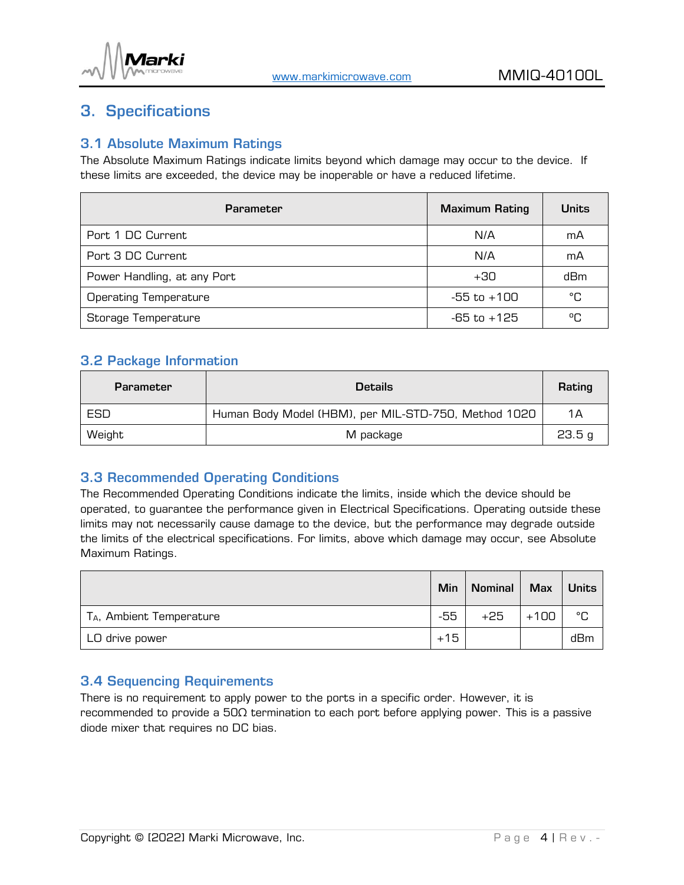# 3. Specifications

## 3.1 Absolute Maximum Ratings

The Absolute Maximum Ratings indicate limits beyond which damage may occur to the device. If these limits are exceeded, the device may be inoperable or have a reduced lifetime.

| Parameter | Maximum Rating | Units |
|---|---|---|
| Port 1 DC Current | N/A | mA |
| Port 3 DC Current | N/A | mA |
| Power Handling, at any Port | +30 | dBm |
| Operating Temperature | -55 to +100 | °C |
| Storage Temperature | -65 to +125 | °C |

## 3.2 Package Information

| Parameter | Details | Rating |
|---|---|---|
| ESD | Human Body Model (HBM), per MIL-STD-750, Method 1020 | 1A |
| Weight | M package | 23.5 g |

## 3.3 Recommended Operating Conditions

The Recommended Operating Conditions indicate the limits, inside which the device should be operated, to guarantee the performance given in Electrical Specifications. Operating outside these limits may not necessarily cause damage to the device, but the performance may degrade outside the limits of the electrical specifications. For limits, above which damage may occur, see Absolute Maximum Ratings.

| | Min | Nominal | Max | Units |
|---|---|---|---|---|
| $T_A$, Ambient Temperature | -55 | +25 | +100 | °C |
| LO drive power | +15 | | | dBm |

## 3.4 Sequencing Requirements

There is no requirement to apply power to the ports in a specific order. However, it is recommended to provide a 50Ω termination to each port before applying power. This is a passive diode mixer that requires no DC bias.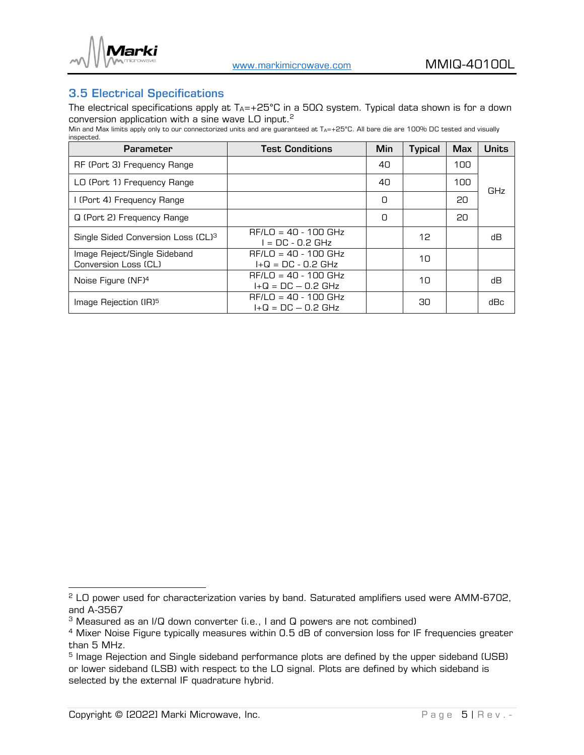## 3.5 Electrical Specifications

The electrical specifications apply at $T_A$=+25°C in a 50Ω system. Typical data shown is for a down conversion application with a sine wave LO input.[2]

Min and Max limits apply only to our connectorized units and are guaranteed at $T_A$=+25°C. All bare die are 100% DC tested and visually inspected.

| Parameter | Test Conditions | Min | Typical | Max | Units |
|---|---|---|---|---|---|
| RF (Port 3) Frequency Range | | 40 | | 100 | GHz |
| LO (Port 1) Frequency Range | | 40 | | 100 | GHz |
| I (Port 4) Frequency Range | | 0 | | 20 | GHz |
| Q (Port 2) Frequency Range | | 0 | | 20 | GHz |
| Single Sided Conversion Loss (CL)[3] | RF/LO = 40 - 100 GHz<br>I = DC - 0.2 GHz | | 12 | | dB |
| Image Reject/Single Sideband Conversion Loss (CL) | RF/LO = 40 - 100 GHz<br>I+Q = DC - 0.2 GHz | | 10 | | |
| Noise Figure (NF)[4] | RF/LO = 40 - 100 GHz<br>I+Q = DC – 0.2 GHz | | 10 | | dB |
| Image Rejection (IR)[5] | RF/LO = 40 - 100 GHz<br>I+Q = DC – 0.2 GHz | | 30 | | dBc |

---

[2] LO power used for characterization varies by band. Saturated amplifiers used were AMM-6702, and A-3567

[3] Measured as an I/Q down converter (i.e., I and Q powers are not combined)

[4] Mixer Noise Figure typically measures within 0.5 dB of conversion loss for IF frequencies greater than 5 MHz.

[5] Image Rejection and Single sideband performance plots are defined by the upper sideband (USB) or lower sideband (LSB) with respect to the LO signal. Plots are defined by which sideband is selected by the external IF quadrature hybrid.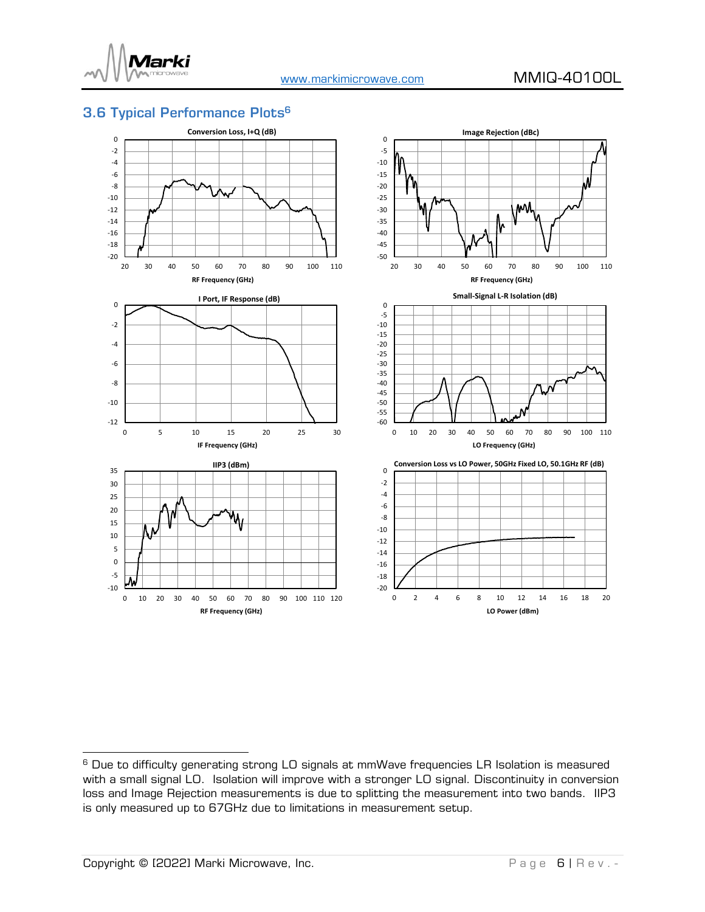## 3.6 Typical Performance Plots[6]

Conversion Loss, I+Q (dB)

Image Rejection (dBc)

I Port, IF Response (dB)

Small-Signal L-R Isolation (dB)

IIP3 (dBm)

Conversion Loss vs LO Power, 50GHz Fixed LO, 50.1GHz RF (dB)

---

[6] Due to difficulty generating strong LO signals at mmWave frequencies LR Isolation is measured with a small signal LO. Isolation will improve with a stronger LO signal. Discontinuity in conversion loss and Image Rejection measurements is due to splitting the measurement into two bands. IIP3 is only measured up to 67GHz due to limitations in measurement setup.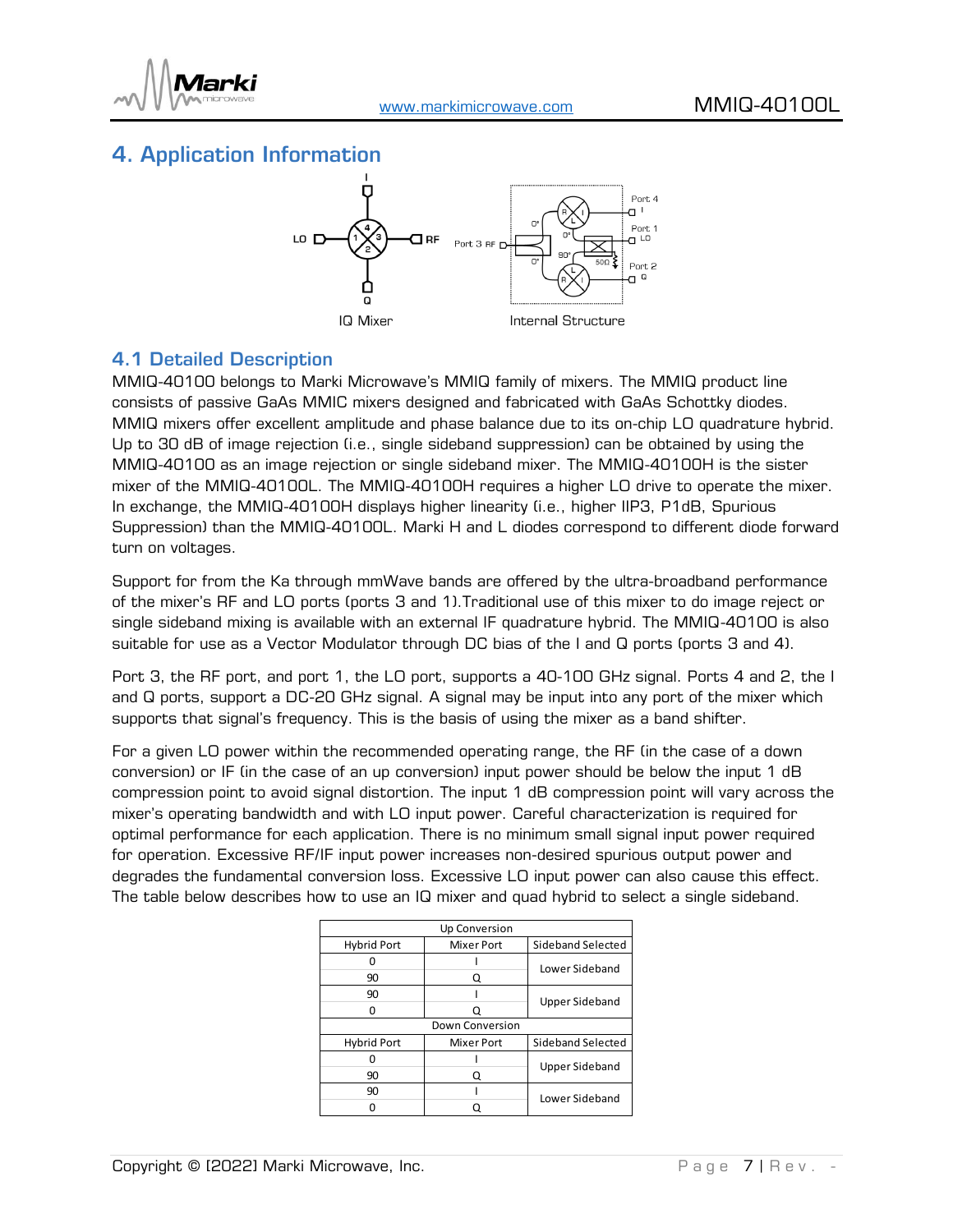# 4. Application Information

IQ Mixer

Internal Structure

## 4.1 Detailed Description

MMIQ-40100 belongs to Marki Microwave's MMIQ family of mixers. The MMIQ product line consists of passive GaAs MMIC mixers designed and fabricated with GaAs Schottky diodes. MMIQ mixers offer excellent amplitude and phase balance due to its on-chip LO quadrature hybrid. Up to 30 dB of image rejection (i.e., single sideband suppression) can be obtained by using the MMIQ-40100 as an image rejection or single sideband mixer. The MMIQ-40100H is the sister mixer of the MMIQ-40100L. The MMIQ-40100H requires a higher LO drive to operate the mixer. In exchange, the MMIQ-40100H displays higher linearity (i.e., higher IIP3, P1dB, Spurious Suppression) than the MMIQ-40100L. Marki H and L diodes correspond to different diode forward turn on voltages.

Support for from the Ka through mmWave bands are offered by the ultra-broadband performance of the mixer's RF and LO ports (ports 3 and 1).Traditional use of this mixer to do image reject or single sideband mixing is available with an external IF quadrature hybrid. The MMIQ-40100 is also suitable for use as a Vector Modulator through DC bias of the I and Q ports (ports 3 and 4).

Port 3, the RF port, and port 1, the LO port, supports a 40-100 GHz signal. Ports 4 and 2, the I and Q ports, support a DC-20 GHz signal. A signal may be input into any port of the mixer which supports that signal's frequency. This is the basis of using the mixer as a band shifter.

For a given LO power within the recommended operating range, the RF (in the case of a down conversion) or IF (in the case of an up conversion) input power should be below the input 1 dB compression point to avoid signal distortion. The input 1 dB compression point will vary across the mixer's operating bandwidth and with LO input power. Careful characterization is required for optimal performance for each application. There is no minimum small signal input power required for operation. Excessive RF/IF input power increases non-desired spurious output power and degrades the fundamental conversion loss. Excessive LO input power can also cause this effect. The table below describes how to use an IQ mixer and quad hybrid to select a single sideband.

| Up Conversion | | |
|---|---|---|
| Hybrid Port | Mixer Port | Sideband Selected |
| 0 | I | Lower Sideband |
| 90 | Q | |
| 90 | I | Upper Sideband |
| 0 | Q | |
| **Down Conversion** | | |
| Hybrid Port | Mixer Port | Sideband Selected |
| 0 | I | Upper Sideband |
| 90 | Q | |
| 90 | I | Lower Sideband |
| 0 | Q | |

Copyright © [2022] Marki Microwave, Inc.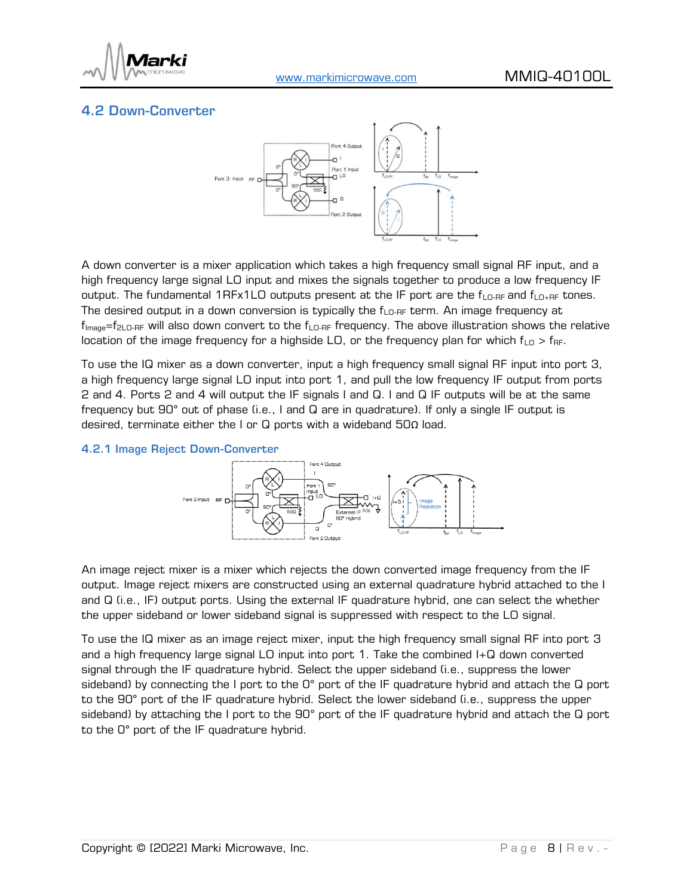## 4.2 Down-Converter

A down converter is a mixer application which takes a high frequency small signal RF input, and a high frequency large signal LO input and mixes the signals together to produce a low frequency IF output. The fundamental 1RFx1LO outputs present at the IF port are the $f_{LO-RF}$ and $f_{LO+RF}$ tones. The desired output in a down conversion is typically the $f_{LO-RF}$ term. An image frequency at $f_{Image}=f_{2LO-RF}$ will also down convert to the $f_{LO-RF}$ frequency. The above illustration shows the relative location of the image frequency for a highside LO, or the frequency plan for which $f_{LO} > f_{RF}$.

To use the IQ mixer as a down converter, input a high frequency small signal RF input into port 3, a high frequency large signal LO input into port 1, and pull the low frequency IF output from ports 2 and 4. Ports 2 and 4 will output the IF signals I and Q. I and Q IF outputs will be at the same frequency but 90° out of phase (i.e., I and Q are in quadrature). If only a single IF output is desired, terminate either the I or Q ports with a wideband 50Ω load.

### 4.2.1 Image Reject Down-Converter

An image reject mixer is a mixer which rejects the down converted image frequency from the IF output. Image reject mixers are constructed using an external quadrature hybrid attached to the I and Q (i.e., IF) output ports. Using the external IF quadrature hybrid, one can select the whether the upper sideband or lower sideband signal is suppressed with respect to the LO signal.

To use the IQ mixer as an image reject mixer, input the high frequency small signal RF into port 3 and a high frequency large signal LO input into port 1. Take the combined I+Q down converted signal through the IF quadrature hybrid. Select the upper sideband (i.e., suppress the lower sideband) by connecting the I port to the 0° port of the IF quadrature hybrid and attach the Q port to the 90° port of the IF quadrature hybrid. Select the lower sideband (i.e., suppress the upper sideband) by attaching the I port to the 90° port of the IF quadrature hybrid and attach the Q port to the 0° port of the IF quadrature hybrid.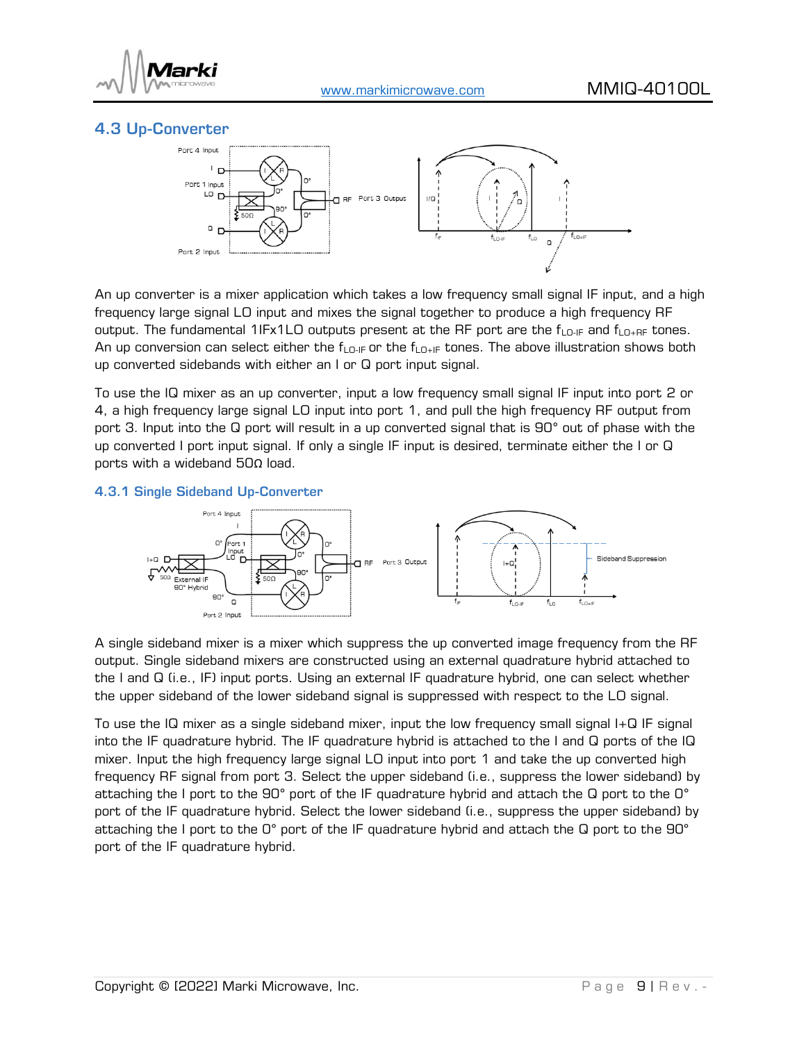## 4.3 Up-Converter

An up converter is a mixer application which takes a low frequency small signal IF input, and a high frequency large signal LO input and mixes the signal together to produce a high frequency RF output. The fundamental 1IFx1LO outputs present at the RF port are the $f_{LO-IF}$ and $f_{LO+RF}$ tones. An up conversion can select either the $f_{LO-IF}$ or the $f_{LO+IF}$ tones. The above illustration shows both up converted sidebands with either an I or Q port input signal.

To use the IQ mixer as an up converter, input a low frequency small signal IF input into port 2 or 4, a high frequency large signal LO input into port 1, and pull the high frequency RF output from port 3. Input into the Q port will result in a up converted signal that is 90° out of phase with the up converted I port input signal. If only a single IF input is desired, terminate either the I or Q ports with a wideband 50Ω load.

### 4.3.1 Single Sideband Up-Converter

A single sideband mixer is a mixer which suppress the up converted image frequency from the RF output. Single sideband mixers are constructed using an external quadrature hybrid attached to the I and Q (i.e., IF) input ports. Using an external IF quadrature hybrid, one can select whether the upper sideband of the lower sideband signal is suppressed with respect to the LO signal.

To use the IQ mixer as a single sideband mixer, input the low frequency small signal I+Q IF signal into the IF quadrature hybrid. The IF quadrature hybrid is attached to the I and Q ports of the IQ mixer. Input the high frequency large signal LO input into port 1 and take the up converted high frequency RF signal from port 3. Select the upper sideband (i.e., suppress the lower sideband) by attaching the I port to the 90° port of the IF quadrature hybrid and attach the Q port to the 0° port of the IF quadrature hybrid. Select the lower sideband (i.e., suppress the upper sideband) by attaching the I port to the 0° port of the IF quadrature hybrid and attach the Q port to the 90° port of the IF quadrature hybrid.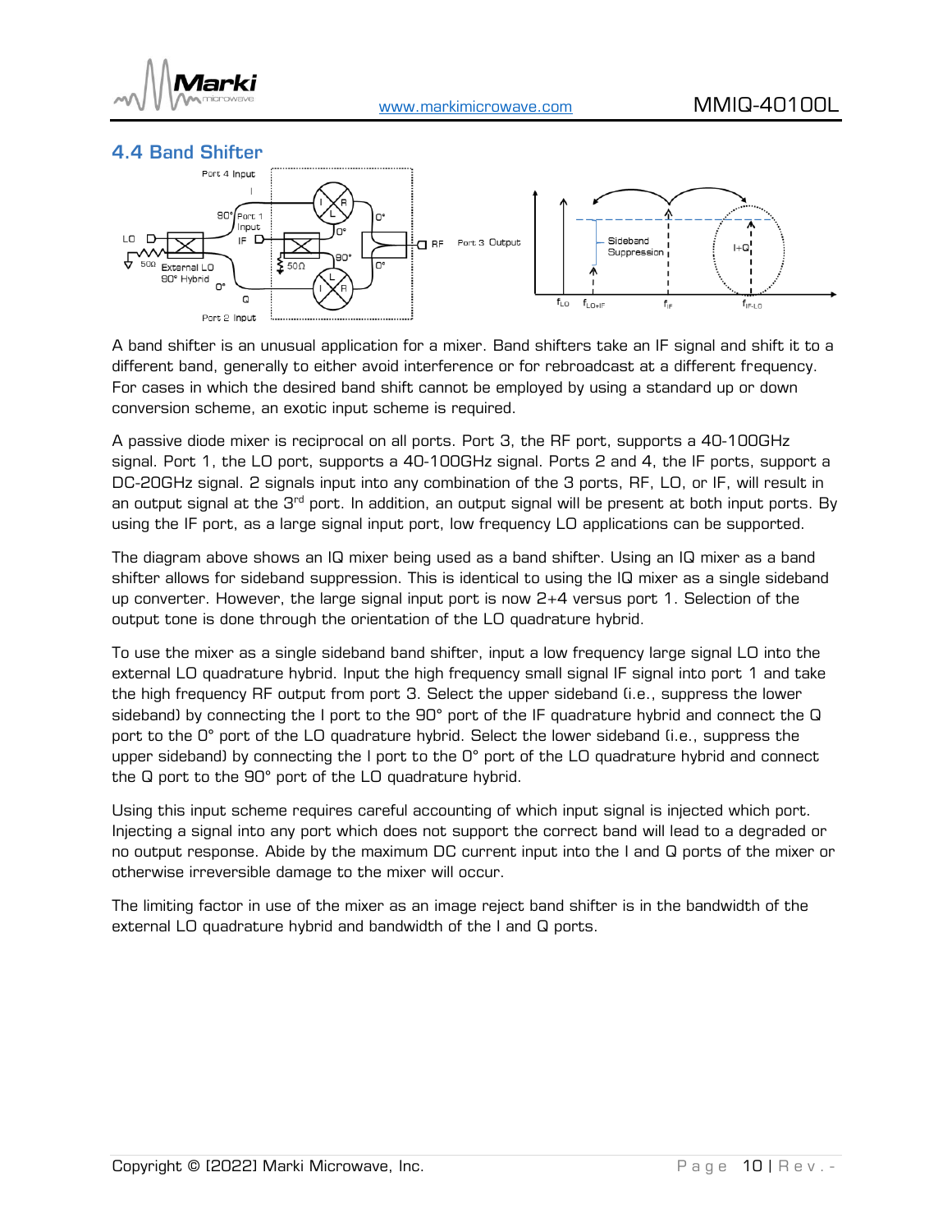## 4.4 Band Shifter

A band shifter is an unusual application for a mixer. Band shifters take an IF signal and shift it to a different band, generally to either avoid interference or for rebroadcast at a different frequency. For cases in which the desired band shift cannot be employed by using a standard up or down conversion scheme, an exotic input scheme is required.

A passive diode mixer is reciprocal on all ports. Port 3, the RF port, supports a 40-100GHz signal. Port 1, the LO port, supports a 40-100GHz signal. Ports 2 and 4, the IF ports, support a DC-20GHz signal. 2 signals input into any combination of the 3 ports, RF, LO, or IF, will result in an output signal at the 3rd port. In addition, an output signal will be present at both input ports. By using the IF port, as a large signal input port, low frequency LO applications can be supported.

The diagram above shows an IQ mixer being used as a band shifter. Using an IQ mixer as a band shifter allows for sideband suppression. This is identical to using the IQ mixer as a single sideband up converter. However, the large signal input port is now 2+4 versus port 1. Selection of the output tone is done through the orientation of the LO quadrature hybrid.

To use the mixer as a single sideband band shifter, input a low frequency large signal LO into the external LO quadrature hybrid. Input the high frequency small signal IF signal into port 1 and take the high frequency RF output from port 3. Select the upper sideband (i.e., suppress the lower sideband) by connecting the I port to the 90° port of the IF quadrature hybrid and connect the Q port to the 0° port of the LO quadrature hybrid. Select the lower sideband (i.e., suppress the upper sideband) by connecting the I port to the 0° port of the LO quadrature hybrid and connect the Q port to the 90° port of the LO quadrature hybrid.

Using this input scheme requires careful accounting of which input signal is injected which port. Injecting a signal into any port which does not support the correct band will lead to a degraded or no output response. Abide by the maximum DC current input into the I and Q ports of the mixer or otherwise irreversible damage to the mixer will occur.

The limiting factor in use of the mixer as an image reject band shifter is in the bandwidth of the external LO quadrature hybrid and bandwidth of the I and Q ports.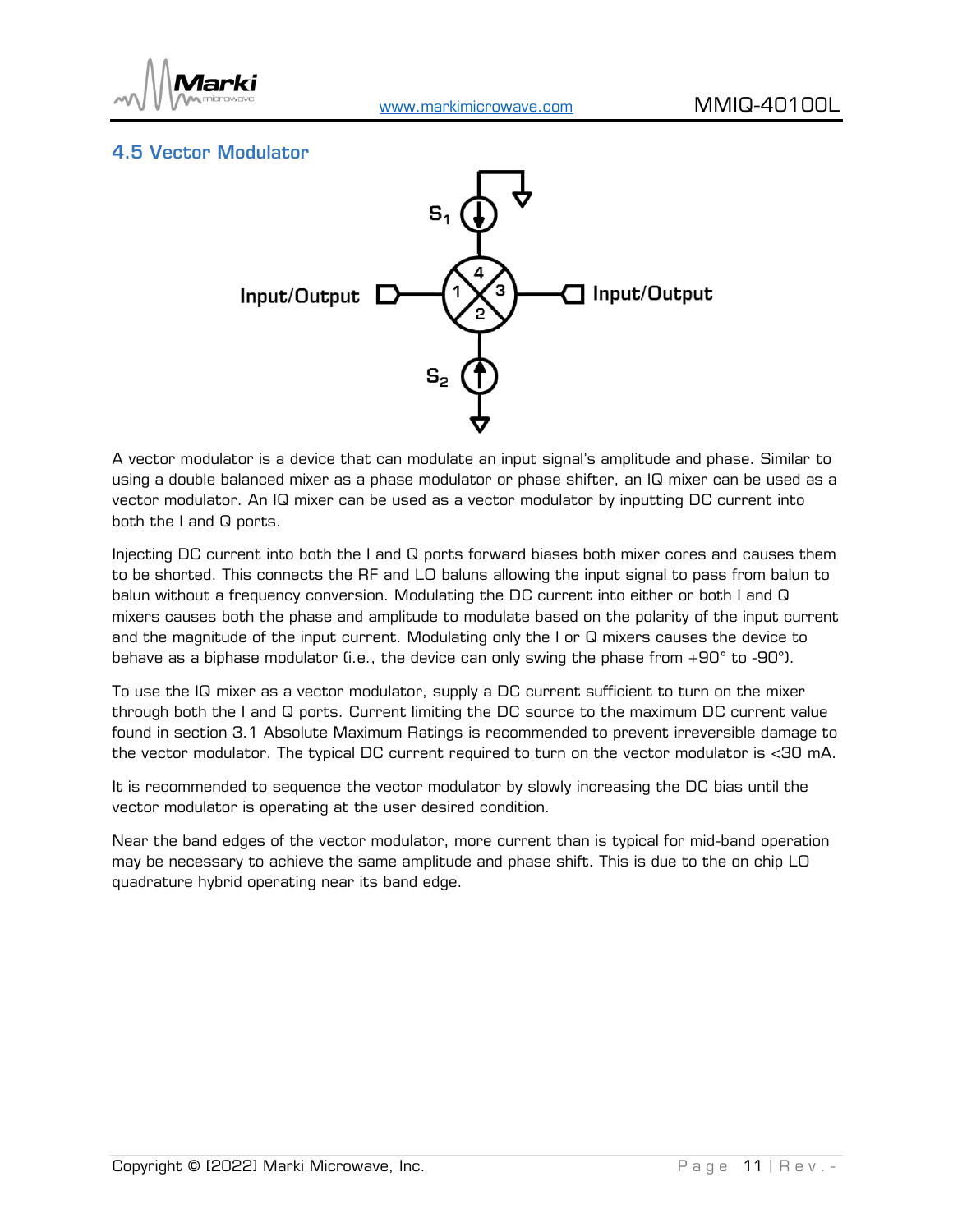## 4.5 Vector Modulator

A vector modulator is a device that can modulate an input signal's amplitude and phase. Similar to using a double balanced mixer as a phase modulator or phase shifter, an IQ mixer can be used as a vector modulator. An IQ mixer can be used as a vector modulator by inputting DC current into both the I and Q ports.

Injecting DC current into both the I and Q ports forward biases both mixer cores and causes them to be shorted. This connects the RF and LO baluns allowing the input signal to pass from balun to balun without a frequency conversion. Modulating the DC current into either or both I and Q mixers causes both the phase and amplitude to modulate based on the polarity of the input current and the magnitude of the input current. Modulating only the I or Q mixers causes the device to behave as a biphase modulator (i.e., the device can only swing the phase from +90° to -90°).

To use the IQ mixer as a vector modulator, supply a DC current sufficient to turn on the mixer through both the I and Q ports. Current limiting the DC source to the maximum DC current value found in section 3.1 Absolute Maximum Ratings is recommended to prevent irreversible damage to the vector modulator. The typical DC current required to turn on the vector modulator is <30 mA.

It is recommended to sequence the vector modulator by slowly increasing the DC bias until the vector modulator is operating at the user desired condition.

Near the band edges of the vector modulator, more current than is typical for mid-band operation may be necessary to achieve the same amplitude and phase shift. This is due to the on chip LO quadrature hybrid operating near its band edge.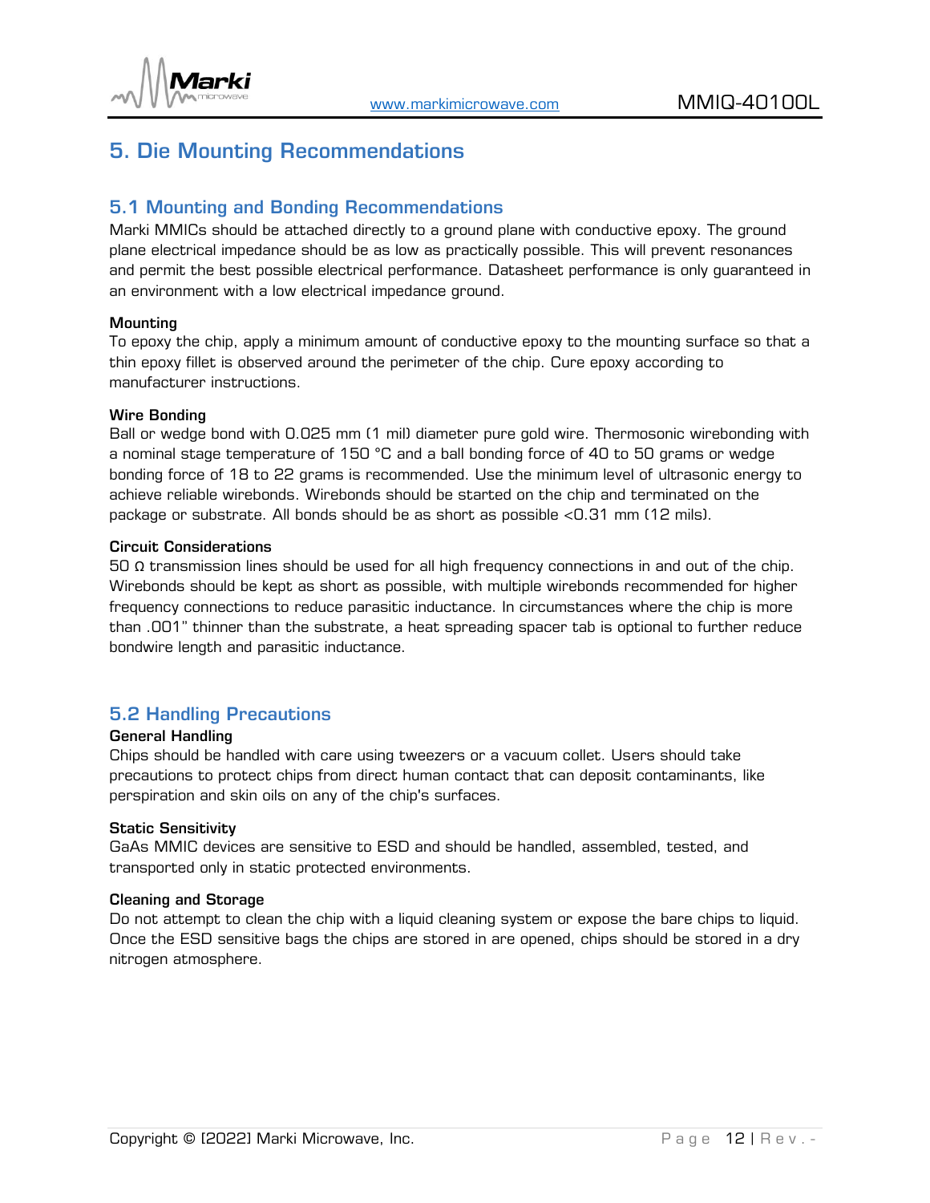# 5. Die Mounting Recommendations

## 5.1 Mounting and Bonding Recommendations

Marki MMICs should be attached directly to a ground plane with conductive epoxy. The ground plane electrical impedance should be as low as practically possible. This will prevent resonances and permit the best possible electrical performance. Datasheet performance is only guaranteed in an environment with a low electrical impedance ground.

**Mounting**

To epoxy the chip, apply a minimum amount of conductive epoxy to the mounting surface so that a thin epoxy fillet is observed around the perimeter of the chip. Cure epoxy according to manufacturer instructions.

**Wire Bonding**

Ball or wedge bond with 0.025 mm (1 mil) diameter pure gold wire. Thermosonic wirebonding with a nominal stage temperature of 150 °C and a ball bonding force of 40 to 50 grams or wedge bonding force of 18 to 22 grams is recommended. Use the minimum level of ultrasonic energy to achieve reliable wirebonds. Wirebonds should be started on the chip and terminated on the package or substrate. All bonds should be as short as possible <0.31 mm (12 mils).

**Circuit Considerations**

50 Ω transmission lines should be used for all high frequency connections in and out of the chip. Wirebonds should be kept as short as possible, with multiple wirebonds recommended for higher frequency connections to reduce parasitic inductance. In circumstances where the chip is more than .001" thinner than the substrate, a heat spreading spacer tab is optional to further reduce bondwire length and parasitic inductance.

## 5.2 Handling Precautions

**General Handling**

Chips should be handled with care using tweezers or a vacuum collet. Users should take precautions to protect chips from direct human contact that can deposit contaminants, like perspiration and skin oils on any of the chip's surfaces.

**Static Sensitivity**

GaAs MMIC devices are sensitive to ESD and should be handled, assembled, tested, and transported only in static protected environments.

**Cleaning and Storage**

Do not attempt to clean the chip with a liquid cleaning system or expose the bare chips to liquid. Once the ESD sensitive bags the chips are stored in are opened, chips should be stored in a dry nitrogen atmosphere.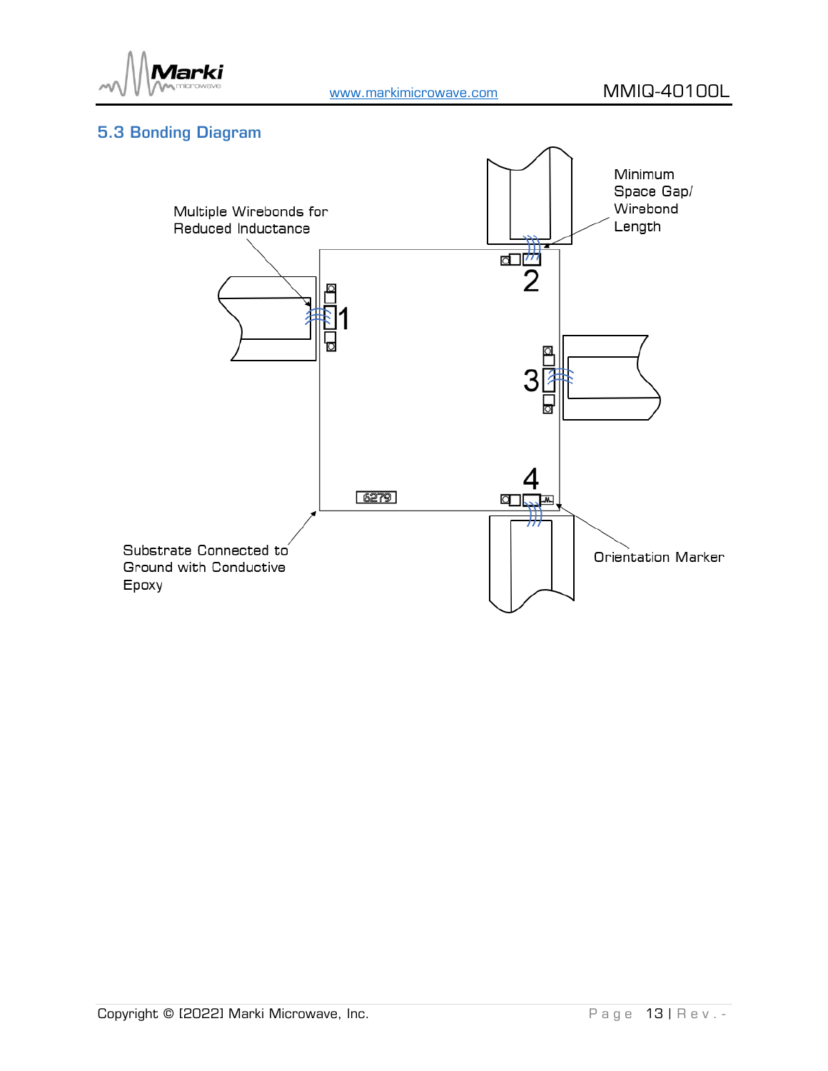## 5.3 Bonding Diagram

Multiple Wirebonds for Reduced Inductance

Minimum Space Gap/ Wirebond Length

Substrate Connected to Ground with Conductive Epoxy

Orientation Marker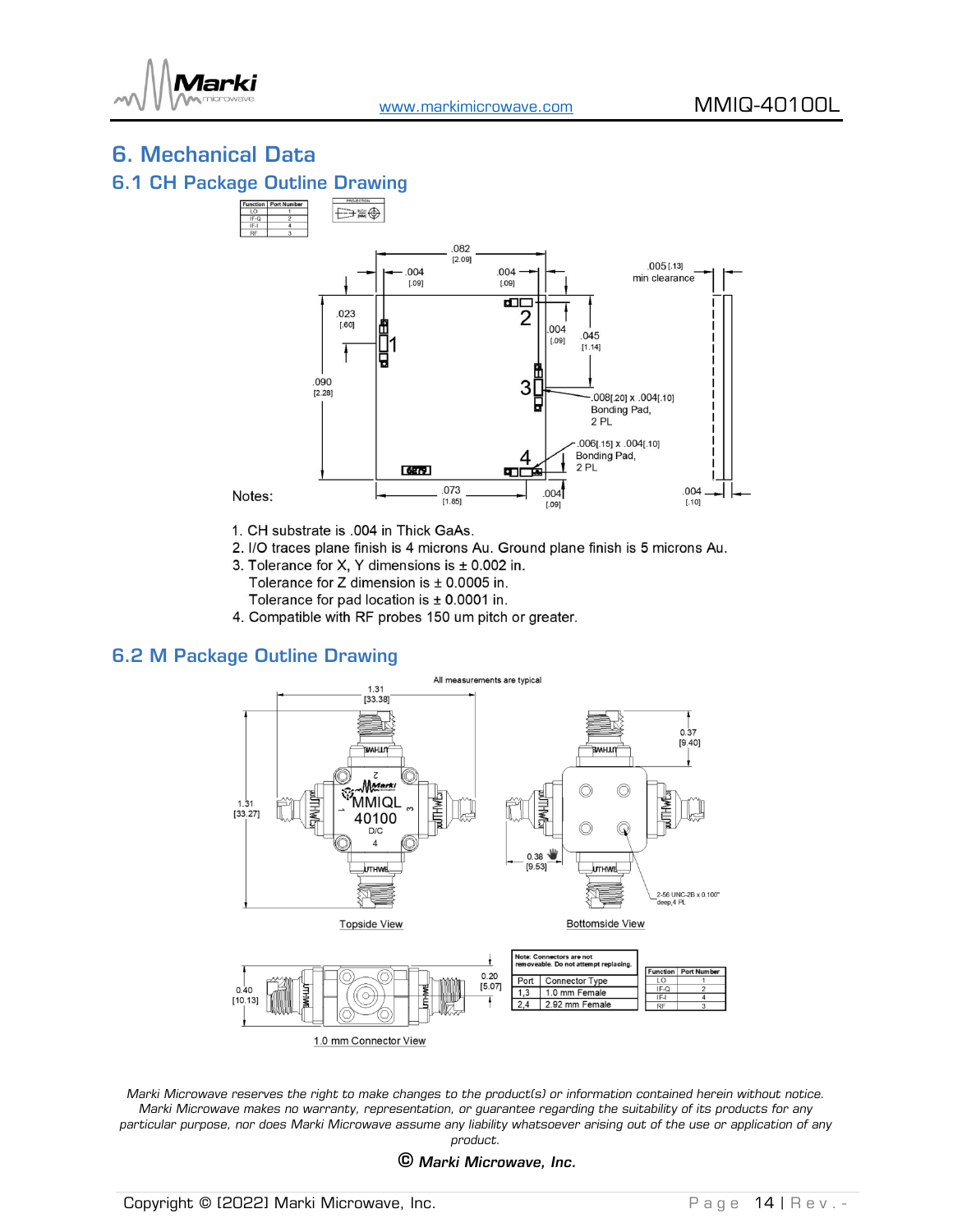# 6. Mechanical Data

## 6.1 CH Package Outline Drawing

| Function | Port Number |
|---|---|
| LO | 1 |
| IF-Q | 2 |
| IF-I | 4 |
| RF | 3 |

.082 [2.09]
.004 [.09]
.004 [.09]
.005 [.13] min clearance
.023 [.60]
.004 [.09]
.045 [1.14]
.090 [2.28]
.008 [.20] x .004 [.10] Bonding Pad, 2 PL
.006 [.15] x .004 [.10] Bonding Pad, 2 PL
.073 [1.85]
.004 [.09]
.004 [.10]

Notes:

1. CH substrate is .004 in Thick GaAs.
2. I/O traces plane finish is 4 microns Au. Ground plane finish is 5 microns Au.
3. Tolerance for X, Y dimensions is ± 0.002 in.
   Tolerance for Z dimension is ± 0.0005 in.
   Tolerance for pad location is ± 0.0001 in.
4. Compatible with RF probes 150 um pitch or greater.

## 6.2 M Package Outline Drawing

All measurements are typical

1.31 [33.38]
1.31 [33.27]
0.37 [9.40]
0.38 [9.53]
2-56 UNC-2B x 0.100" deep, 4 PL

Topside View

Bottomside View

0.40 [10.13]
0.20 [5.07]

1.0 mm Connector View

Note: Connectors are not removeable. Do not attempt replacing.

| Port | Connector Type |
|---|---|
| 1,3 | 1.0 mm Female |
| 2,4 | 2.92 mm Female |

| Function | Port Number |
|---|---|
| LO | 1 |
| IF-Q | 2 |
| IF-I | 4 |
| RF | 3 |

*Marki Microwave reserves the right to make changes to the product(s) or information contained herein without notice. Marki Microwave makes no warranty, representation, or guarantee regarding the suitability of its products for any particular purpose, nor does Marki Microwave assume any liability whatsoever arising out of the use or application of any product.*

***© Marki Microwave, Inc.***